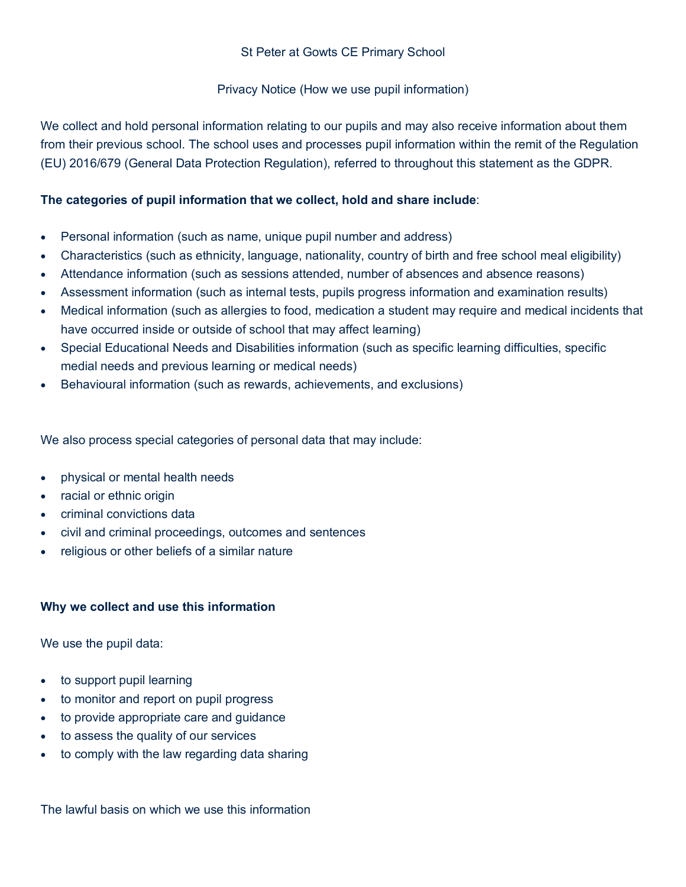St Peter at Gowts CE Primary School

Privacy Notice (How we use pupil information)

We collect and hold personal information relating to our pupils and may also receive information about them from their previous school. The school uses and processes pupil information within the remit of the Regulation (EU) 2016/679 (General Data Protection Regulation), referred to throughout this statement as the GDPR.

**The categories of pupil information that we collect, hold and share include**:

- Personal information (such as name, unique pupil number and address)
- Characteristics (such as ethnicity, language, nationality, country of birth and free school meal eligibility)
- Attendance information (such as sessions attended, number of absences and absence reasons)
- Assessment information (such as internal tests, pupils progress information and examination results)
- Medical information (such as allergies to food, medication a student may require and medical incidents that have occurred inside or outside of school that may affect learning)
- Special Educational Needs and Disabilities information (such as specific learning difficulties, specific medial needs and previous learning or medical needs)
- Behavioural information (such as rewards, achievements, and exclusions)

We also process special categories of personal data that may include:

- physical or mental health needs
- racial or ethnic origin
- criminal convictions data
- civil and criminal proceedings, outcomes and sentences
- religious or other beliefs of a similar nature

**Why we collect and use this information**

We use the pupil data:

- to support pupil learning
- to monitor and report on pupil progress
- to provide appropriate care and guidance
- to assess the quality of our services
- to comply with the law regarding data sharing

The lawful basis on which we use this information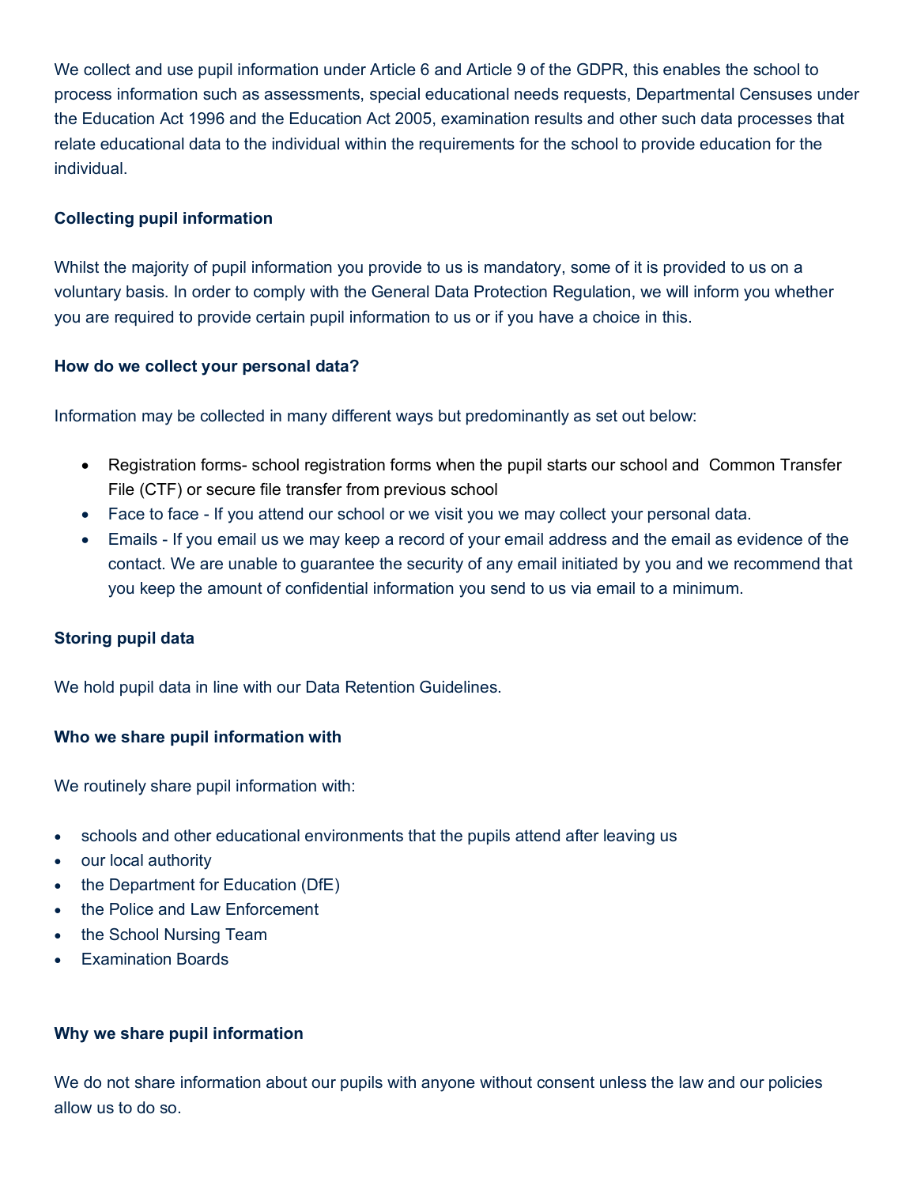We collect and use pupil information under Article 6 and Article 9 of the GDPR, this enables the school to process information such as assessments, special educational needs requests, Departmental Censuses under the Education Act 1996 and the Education Act 2005, examination results and other such data processes that relate educational data to the individual within the requirements for the school to provide education for the individual.

**Collecting pupil information**

Whilst the majority of pupil information you provide to us is mandatory, some of it is provided to us on a voluntary basis. In order to comply with the General Data Protection Regulation, we will inform you whether you are required to provide certain pupil information to us or if you have a choice in this.

**How do we collect your personal data?**

Information may be collected in many different ways but predominantly as set out below:

- Registration forms- school registration forms when the pupil starts our school and Common Transfer File (CTF) or secure file transfer from previous school
- Face to face - If you attend our school or we visit you we may collect your personal data.
- Emails - If you email us we may keep a record of your email address and the email as evidence of the contact. We are unable to guarantee the security of any email initiated by you and we recommend that you keep the amount of confidential information you send to us via email to a minimum.

**Storing pupil data**

We hold pupil data in line with our Data Retention Guidelines.

**Who we share pupil information with**

We routinely share pupil information with:

- schools and other educational environments that the pupils attend after leaving us
- our local authority
- the Department for Education (DfE)
- the Police and Law Enforcement
- the School Nursing Team
- Examination Boards

**Why we share pupil information**

We do not share information about our pupils with anyone without consent unless the law and our policies allow us to do so.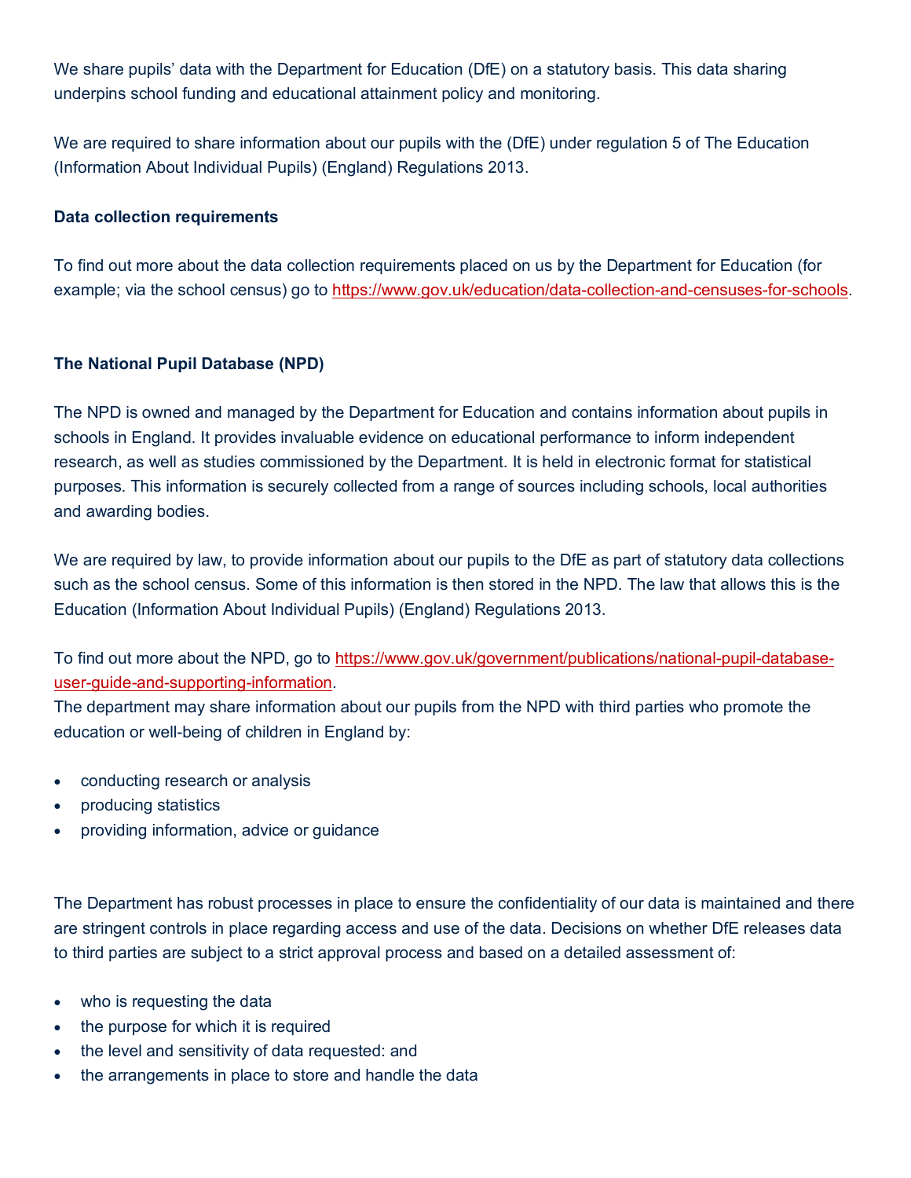We share pupils' data with the Department for Education (DfE) on a statutory basis. This data sharing underpins school funding and educational attainment policy and monitoring.

We are required to share information about our pupils with the (DfE) under regulation 5 of The Education (Information About Individual Pupils) (England) Regulations 2013.

**Data collection requirements**

To find out more about the data collection requirements placed on us by the Department for Education (for example; via the school census) go to [https://www.gov.uk/education/data-collection-and-censuses-for-schools](https://www.gov.uk/education/data-collection-and-censuses-for-schools).

**The National Pupil Database (NPD)**

The NPD is owned and managed by the Department for Education and contains information about pupils in schools in England. It provides invaluable evidence on educational performance to inform independent research, as well as studies commissioned by the Department. It is held in electronic format for statistical purposes. This information is securely collected from a range of sources including schools, local authorities and awarding bodies.

We are required by law, to provide information about our pupils to the DfE as part of statutory data collections such as the school census. Some of this information is then stored in the NPD. The law that allows this is the Education (Information About Individual Pupils) (England) Regulations 2013.

To find out more about the NPD, go to [https://www.gov.uk/government/publications/national-pupil-database-user-guide-and-supporting-information](https://www.gov.uk/government/publications/national-pupil-database-user-guide-and-supporting-information).
The department may share information about our pupils from the NPD with third parties who promote the education or well-being of children in England by:

- conducting research or analysis
- producing statistics
- providing information, advice or guidance

The Department has robust processes in place to ensure the confidentiality of our data is maintained and there are stringent controls in place regarding access and use of the data. Decisions on whether DfE releases data to third parties are subject to a strict approval process and based on a detailed assessment of:

- who is requesting the data
- the purpose for which it is required
- the level and sensitivity of data requested: and
- the arrangements in place to store and handle the data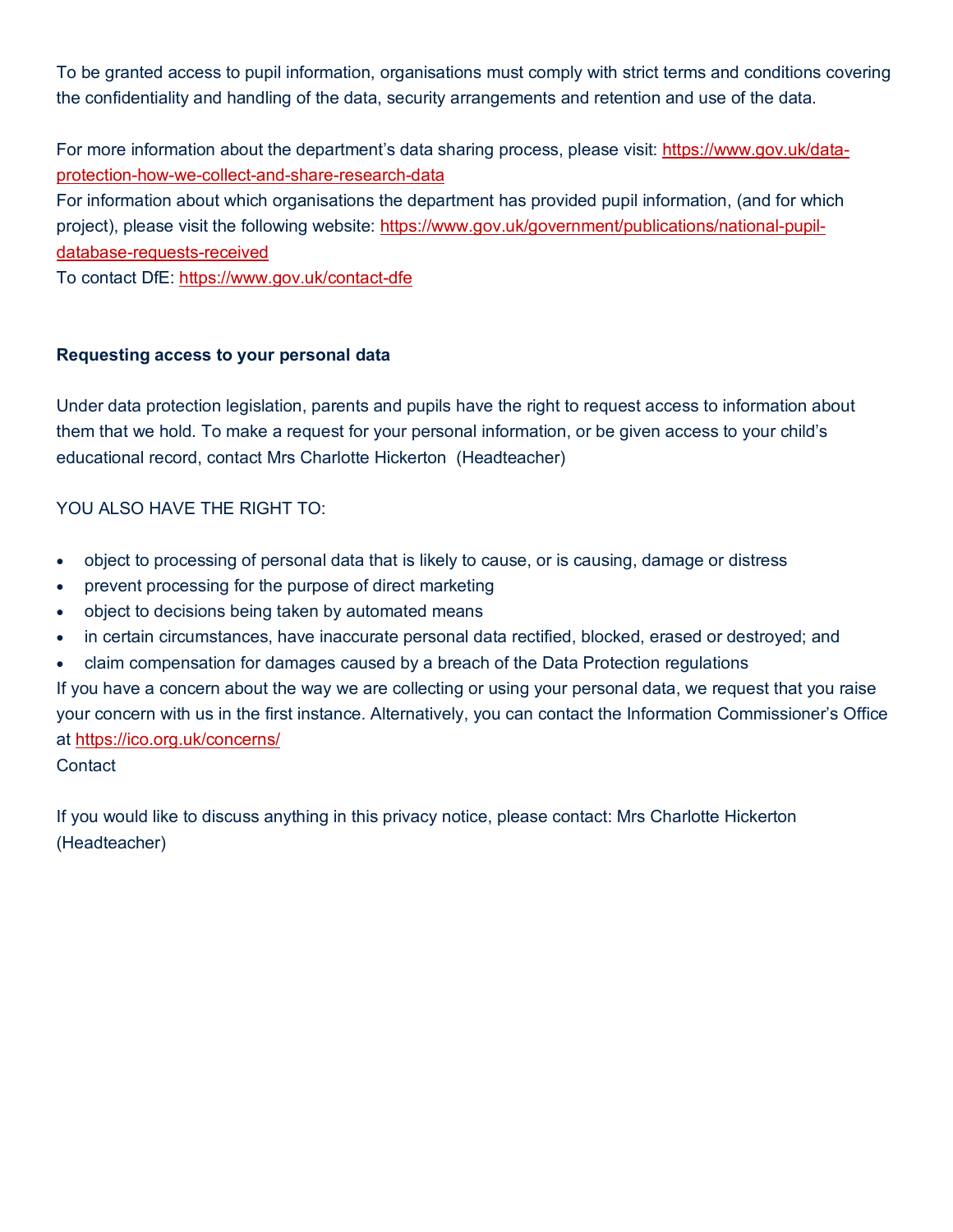To be granted access to pupil information, organisations must comply with strict terms and conditions covering the confidentiality and handling of the data, security arrangements and retention and use of the data.

For more information about the department's data sharing process, please visit: https://www.gov.uk/data-protection-how-we-collect-and-share-research-data
For information about which organisations the department has provided pupil information, (and for which project), please visit the following website: https://www.gov.uk/government/publications/national-pupil-database-requests-received
To contact DfE: https://www.gov.uk/contact-dfe

**Requesting access to your personal data**

Under data protection legislation, parents and pupils have the right to request access to information about them that we hold. To make a request for your personal information, or be given access to your child's educational record, contact Mrs Charlotte Hickerton (Headteacher)

YOU ALSO HAVE THE RIGHT TO:

- object to processing of personal data that is likely to cause, or is causing, damage or distress
- prevent processing for the purpose of direct marketing
- object to decisions being taken by automated means
- in certain circumstances, have inaccurate personal data rectified, blocked, erased or destroyed; and
- claim compensation for damages caused by a breach of the Data Protection regulations

If you have a concern about the way we are collecting or using your personal data, we request that you raise your concern with us in the first instance. Alternatively, you can contact the Information Commissioner's Office at https://ico.org.uk/concerns/

Contact

If you would like to discuss anything in this privacy notice, please contact: Mrs Charlotte Hickerton (Headteacher)